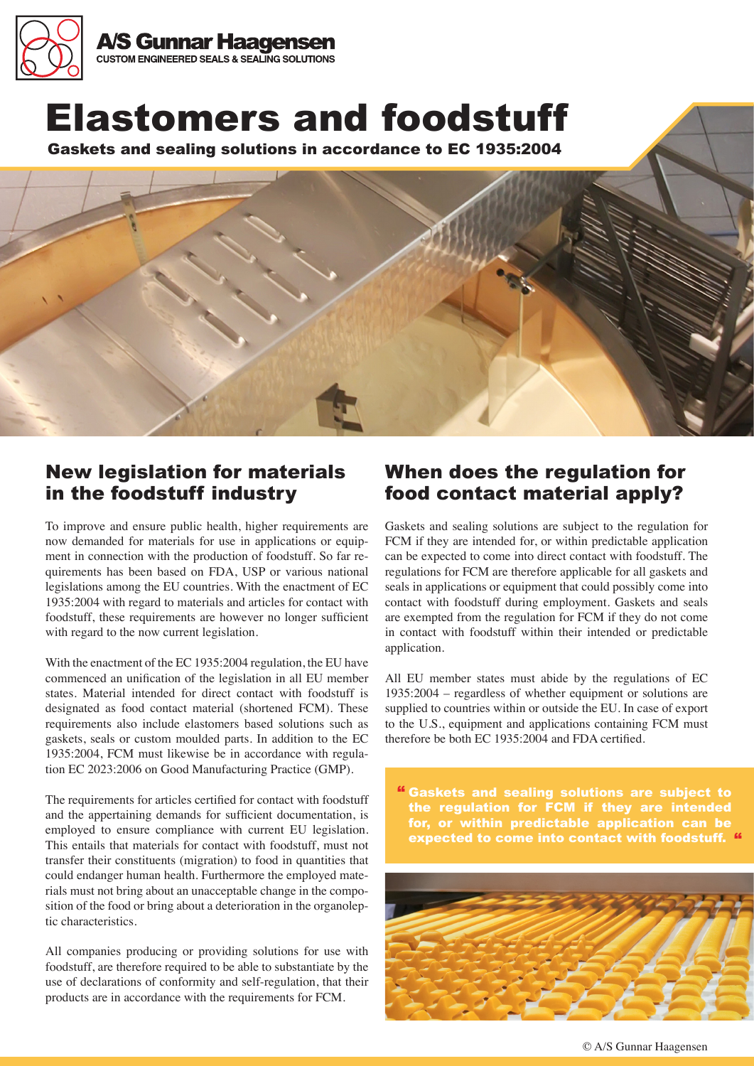A/S Gunnar Haagensen
CUSTOM ENGINEERED SEALS & SEALING SOLUTIONS

# Elastomers and foodstuff

**Gaskets and sealing solutions in accordance to EC 1935:2004**

## New legislation for materials in the foodstuff industry

To improve and ensure public health, higher requirements are now demanded for materials for use in applications or equipment in connection with the production of foodstuff. So far requirements has been based on FDA, USP or various national legislations among the EU countries. With the enactment of EC 1935:2004 with regard to materials and articles for contact with foodstuff, these requirements are however no longer sufficient with regard to the now current legislation.

With the enactment of the EC 1935:2004 regulation, the EU have commenced an unification of the legislation in all EU member states. Material intended for direct contact with foodstuff is designated as food contact material (shortened FCM). These requirements also include elastomers based solutions such as gaskets, seals or custom moulded parts. In addition to the EC 1935:2004, FCM must likewise be in accordance with regulation EC 2023:2006 on Good Manufacturing Practice (GMP).

The requirements for articles certified for contact with foodstuff and the appertaining demands for sufficient documentation, is employed to ensure compliance with current EU legislation. This entails that materials for contact with foodstuff, must not transfer their constituents (migration) to food in quantities that could endanger human health. Furthermore the employed materials must not bring about an unacceptable change in the composition of the food or bring about a deterioration in the organoleptic characteristics.

All companies producing or providing solutions for use with foodstuff, are therefore required to be able to substantiate by the use of declarations of conformity and self-regulation, that their products are in accordance with the requirements for FCM.

## When does the regulation for food contact material apply?

Gaskets and sealing solutions are subject to the regulation for FCM if they are intended for, or within predictable application can be expected to come into direct contact with foodstuff. The regulations for FCM are therefore applicable for all gaskets and seals in applications or equipment that could possibly come into contact with foodstuff during employment. Gaskets and seals are exempted from the regulation for FCM if they do not come in contact with foodstuff within their intended or predictable application.

All EU member states must abide by the regulations of EC 1935:2004 – regardless of whether equipment or solutions are supplied to countries within or outside the EU. In case of export to the U.S., equipment and applications containing FCM must therefore be both EC 1935:2004 and FDA certified.

> **"Gaskets and sealing solutions are subject to the regulation for FCM if they are intended for, or within predictable application can be expected to come into contact with foodstuff."**

© A/S Gunnar Haagensen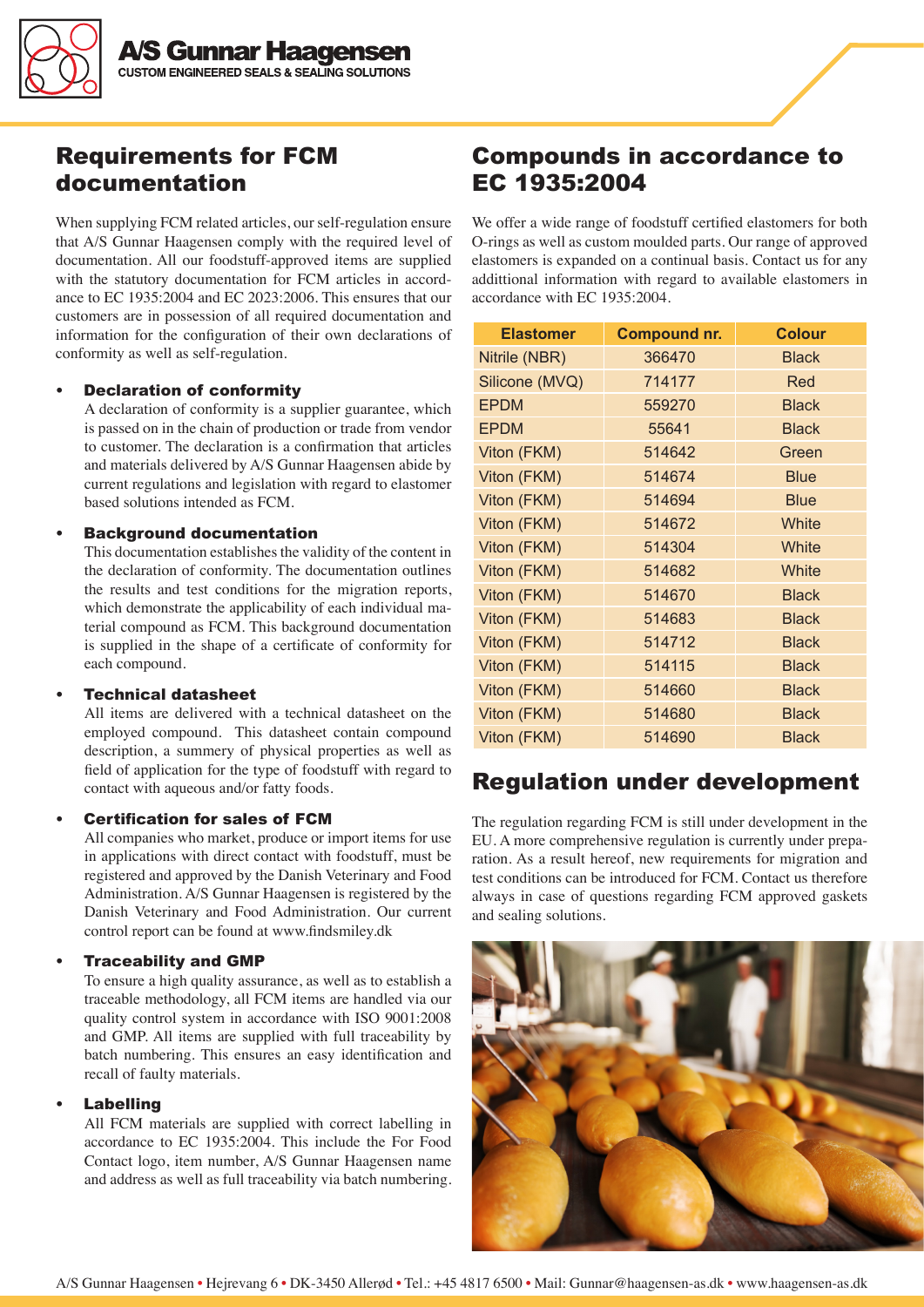## Requirements for FCM documentation

When supplying FCM related articles, our self-regulation ensure that A/S Gunnar Haagensen comply with the required level of documentation. All our foodstuff-approved items are supplied with the statutory documentation for FCM articles in accordance to EC 1935:2004 and EC 2023:2006. This ensures that our customers are in possession of all required documentation and information for the configuration of their own declarations of conformity as well as self-regulation.

- **Declaration of conformity**
  A declaration of conformity is a supplier guarantee, which is passed on in the chain of production or trade from vendor to customer. The declaration is a confirmation that articles and materials delivered by A/S Gunnar Haagensen abide by current regulations and legislation with regard to elastomer based solutions intended as FCM.

- **Background documentation**
  This documentation establishes the validity of the content in the declaration of conformity. The documentation outlines the results and test conditions for the migration reports, which demonstrate the applicability of each individual material compound as FCM. This background documentation is supplied in the shape of a certificate of conformity for each compound.

- **Technical datasheet**
  All items are delivered with a technical datasheet on the employed compound. This datasheet contain compound description, a summery of physical properties as well as field of application for the type of foodstuff with regard to contact with aqueous and/or fatty foods.

- **Certification for sales of FCM**
  All companies who market, produce or import items for use in applications with direct contact with foodstuff, must be registered and approved by the Danish Veterinary and Food Administration. A/S Gunnar Haagensen is registered by the Danish Veterinary and Food Administration. Our current control report can be found at www.findsmiley.dk

- **Traceability and GMP**
  To ensure a high quality assurance, as well as to establish a traceable methodology, all FCM items are handled via our quality control system in accordance with ISO 9001:2008 and GMP. All items are supplied with full traceability by batch numbering. This ensures an easy identification and recall of faulty materials.

- **Labelling**
  All FCM materials are supplied with correct labelling in accordance to EC 1935:2004. This include the For Food Contact logo, item number, A/S Gunnar Haagensen name and address as well as full traceability via batch numbering.

## Compounds in accordance to EC 1935:2004

We offer a wide range of foodstuff certified elastomers for both O-rings as well as custom moulded parts. Our range of approved elastomers is expanded on a continual basis. Contact us for any addittional information with regard to available elastomers in accordance with EC 1935:2004.

| Elastomer | Compound nr. | Colour |
|---|---|---|
| Nitrile (NBR) | 366470 | Black |
| Silicone (MVQ) | 714177 | Red |
| EPDM | 559270 | Black |
| EPDM | 55641 | Black |
| Viton (FKM) | 514642 | Green |
| Viton (FKM) | 514674 | Blue |
| Viton (FKM) | 514694 | Blue |
| Viton (FKM) | 514672 | White |
| Viton (FKM) | 514304 | White |
| Viton (FKM) | 514682 | White |
| Viton (FKM) | 514670 | Black |
| Viton (FKM) | 514683 | Black |
| Viton (FKM) | 514712 | Black |
| Viton (FKM) | 514115 | Black |
| Viton (FKM) | 514660 | Black |
| Viton (FKM) | 514680 | Black |
| Viton (FKM) | 514690 | Black |

## Regulation under development

The regulation regarding FCM is still under development in the EU. A more comprehensive regulation is currently under preparation. As a result hereof, new requirements for migration and test conditions can be introduced for FCM. Contact us therefore always in case of questions regarding FCM approved gaskets and sealing solutions.

A/S Gunnar Haagensen • Hejrevang 6 • DK-3450 Allerød • Tel.: +45 4817 6500 • Mail: Gunnar@haagensen-as.dk • www.haagensen-as.dk